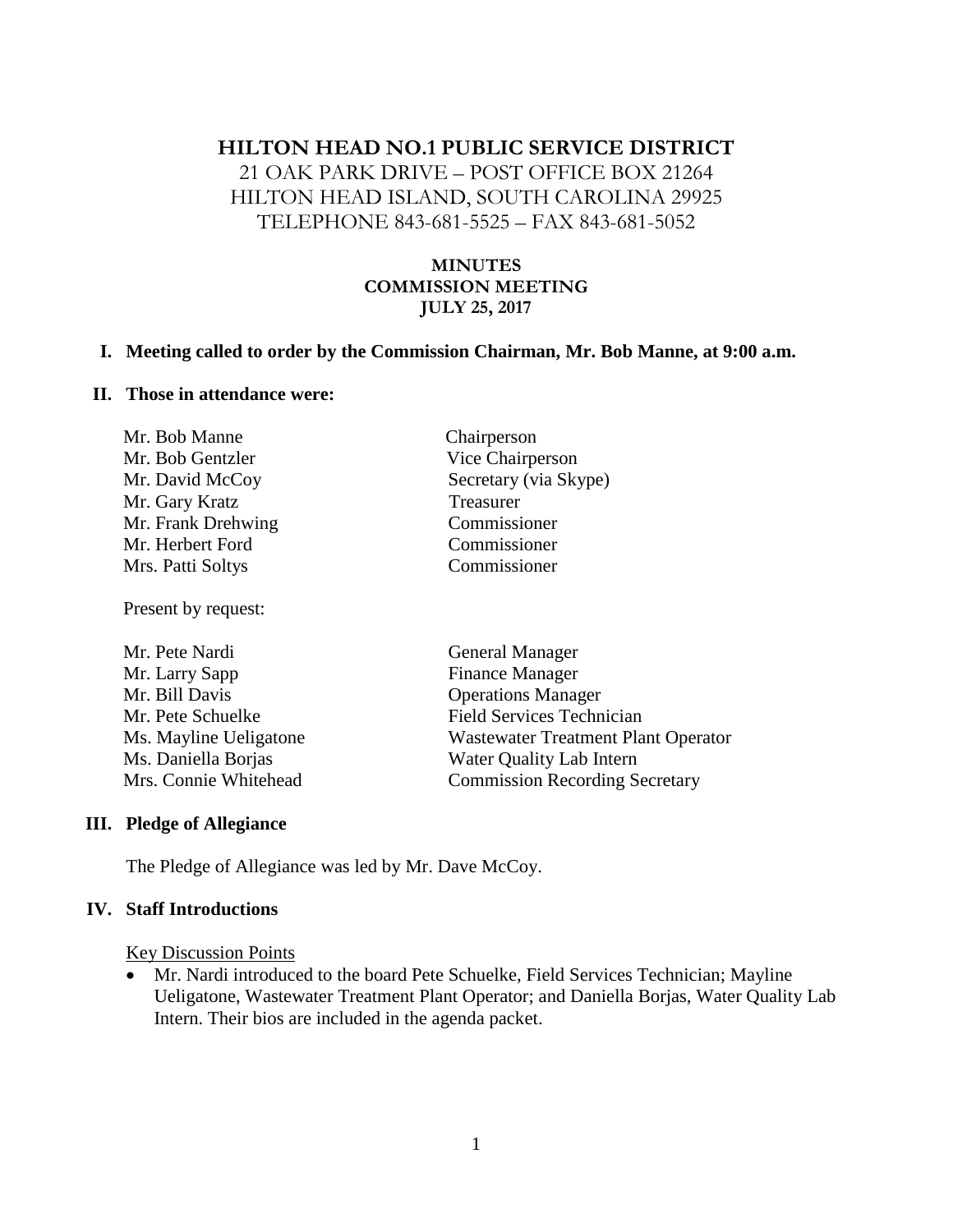# HILTON HEAD NO.1 PUBLIC SERVICE DISTRICT

21 OAK PARK DRIVE – POST OFFICE BOX 21264
HILTON HEAD ISLAND, SOUTH CAROLINA 29925
TELEPHONE 843-681-5525 – FAX 843-681-5052

## MINUTES
## COMMISSION MEETING
## JULY 25, 2017

**I. Meeting called to order by the Commission Chairman, Mr. Bob Manne, at 9:00 a.m.**

**II. Those in attendance were:**

| | |
|---|---|
| Mr. Bob Manne | Chairperson |
| Mr. Bob Gentzler | Vice Chairperson |
| Mr. David McCoy | Secretary (via Skype) |
| Mr. Gary Kratz | Treasurer |
| Mr. Frank Drehwing | Commissioner |
| Mr. Herbert Ford | Commissioner |
| Mrs. Patti Soltys | Commissioner |

Present by request:

| | |
|---|---|
| Mr. Pete Nardi | General Manager |
| Mr. Larry Sapp | Finance Manager |
| Mr. Bill Davis | Operations Manager |
| Mr. Pete Schuelke | Field Services Technician |
| Ms. Mayline Ueligatone | Wastewater Treatment Plant Operator |
| Ms. Daniella Borjas | Water Quality Lab Intern |
| Mrs. Connie Whitehead | Commission Recording Secretary |

**III. Pledge of Allegiance**

The Pledge of Allegiance was led by Mr. Dave McCoy.

**IV. Staff Introductions**

Key Discussion Points

- Mr. Nardi introduced to the board Pete Schuelke, Field Services Technician; Mayline Ueligatone, Wastewater Treatment Plant Operator; and Daniella Borjas, Water Quality Lab Intern. Their bios are included in the agenda packet.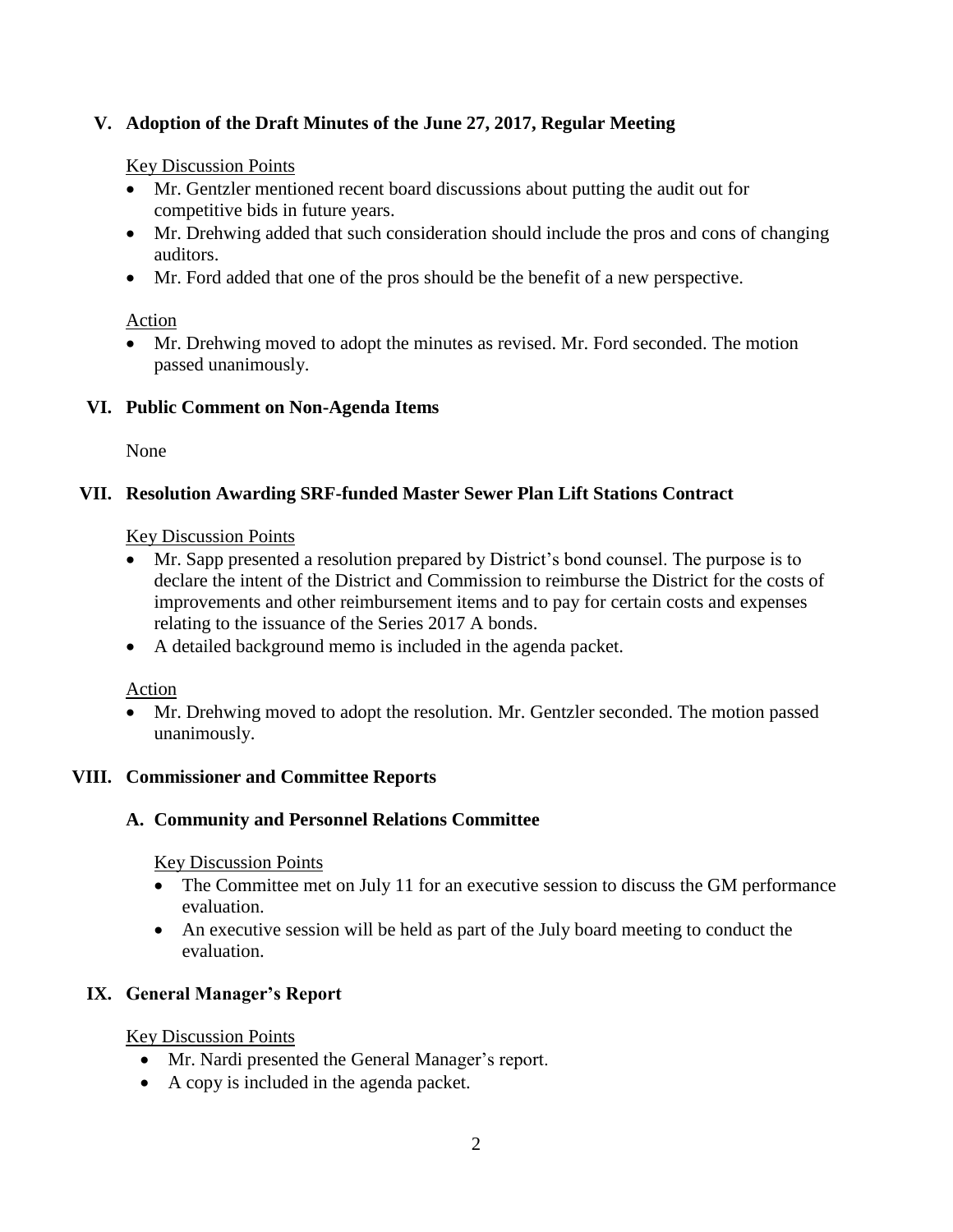## V. Adoption of the Draft Minutes of the June 27, 2017, Regular Meeting

Key Discussion Points

- Mr. Gentzler mentioned recent board discussions about putting the audit out for competitive bids in future years.
- Mr. Drehwing added that such consideration should include the pros and cons of changing auditors.
- Mr. Ford added that one of the pros should be the benefit of a new perspective.

Action

- Mr. Drehwing moved to adopt the minutes as revised. Mr. Ford seconded. The motion passed unanimously.

## VI. Public Comment on Non-Agenda Items

None

## VII. Resolution Awarding SRF-funded Master Sewer Plan Lift Stations Contract

Key Discussion Points

- Mr. Sapp presented a resolution prepared by District's bond counsel. The purpose is to declare the intent of the District and Commission to reimburse the District for the costs of improvements and other reimbursement items and to pay for certain costs and expenses relating to the issuance of the Series 2017 A bonds.
- A detailed background memo is included in the agenda packet.

Action

- Mr. Drehwing moved to adopt the resolution. Mr. Gentzler seconded. The motion passed unanimously.

## VIII. Commissioner and Committee Reports

### A. Community and Personnel Relations Committee

Key Discussion Points

- The Committee met on July 11 for an executive session to discuss the GM performance evaluation.
- An executive session will be held as part of the July board meeting to conduct the evaluation.

## IX. General Manager's Report

Key Discussion Points

- Mr. Nardi presented the General Manager's report.
- A copy is included in the agenda packet.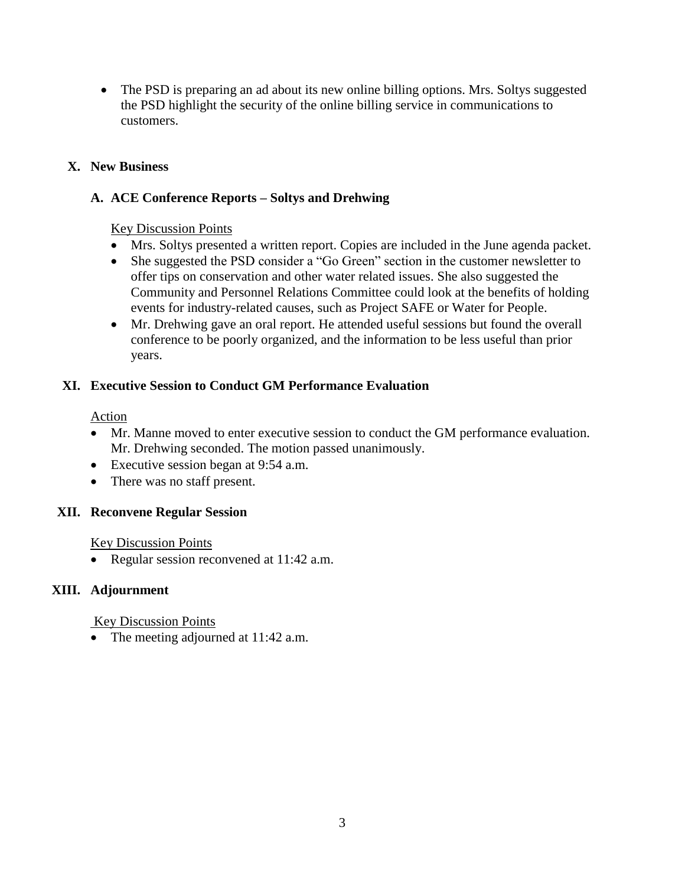- The PSD is preparing an ad about its new online billing options. Mrs. Soltys suggested the PSD highlight the security of the online billing service in communications to customers.

## X. New Business

### A. ACE Conference Reports – Soltys and Drehwing

Key Discussion Points

- Mrs. Soltys presented a written report. Copies are included in the June agenda packet.
- She suggested the PSD consider a "Go Green" section in the customer newsletter to offer tips on conservation and other water related issues. She also suggested the Community and Personnel Relations Committee could look at the benefits of holding events for industry-related causes, such as Project SAFE or Water for People.
- Mr. Drehwing gave an oral report. He attended useful sessions but found the overall conference to be poorly organized, and the information to be less useful than prior years.

## XI. Executive Session to Conduct GM Performance Evaluation

Action

- Mr. Manne moved to enter executive session to conduct the GM performance evaluation. Mr. Drehwing seconded. The motion passed unanimously.
- Executive session began at 9:54 a.m.
- There was no staff present.

## XII. Reconvene Regular Session

Key Discussion Points

- Regular session reconvened at 11:42 a.m.

## XIII. Adjournment

Key Discussion Points

- The meeting adjourned at 11:42 a.m.